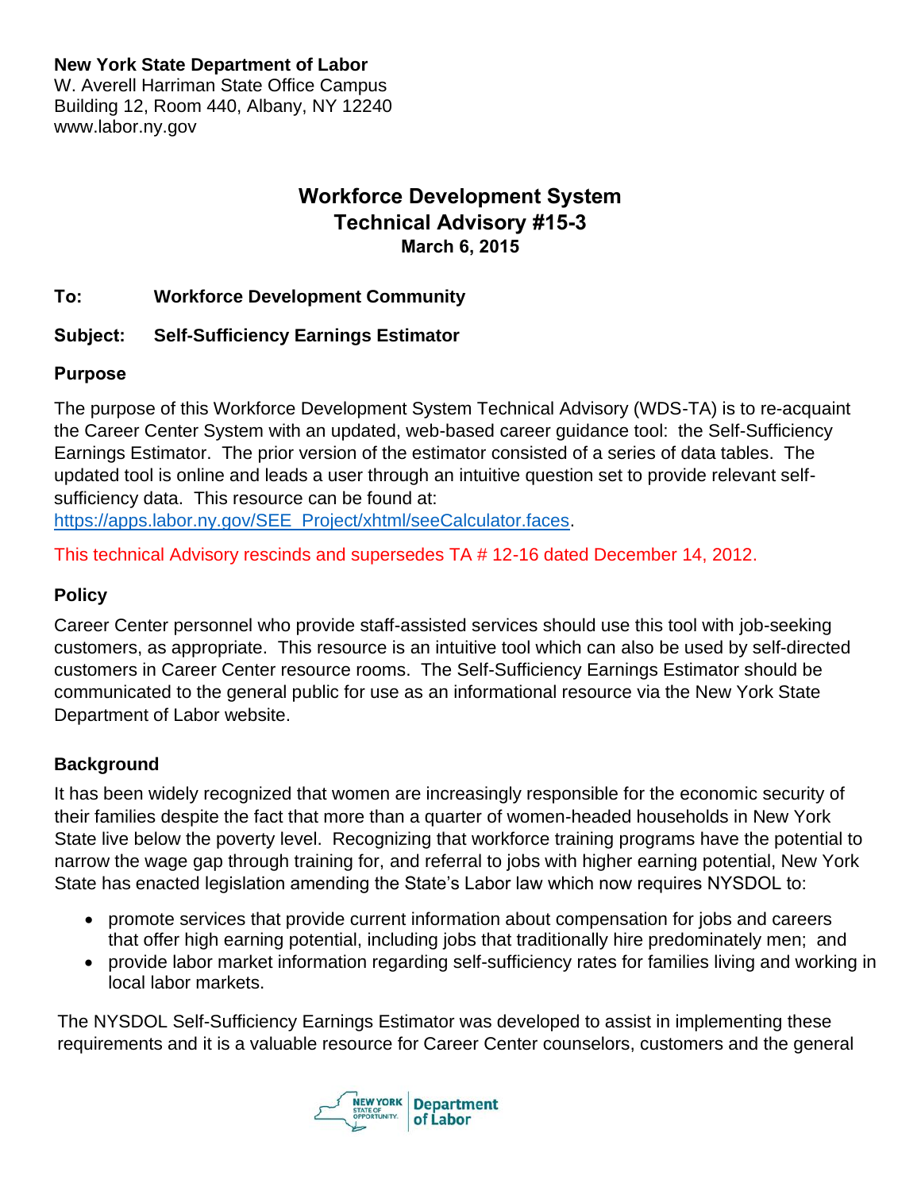**New York State Department of Labor**
W. Averell Harriman State Office Campus
Building 12, Room 440, Albany, NY 12240
www.labor.ny.gov

# Workforce Development System
# Technical Advisory #15-3
**March 6, 2015**

**To:** **Workforce Development Community**

**Subject:** **Self-Sufficiency Earnings Estimator**

## Purpose

The purpose of this Workforce Development System Technical Advisory (WDS-TA) is to re-acquaint the Career Center System with an updated, web-based career guidance tool: the Self-Sufficiency Earnings Estimator. The prior version of the estimator consisted of a series of data tables. The updated tool is online and leads a user through an intuitive question set to provide relevant self-sufficiency data. This resource can be found at: [https://apps.labor.ny.gov/SEE_Project/xhtml/seeCalculator.faces](https://apps.labor.ny.gov/SEE_Project/xhtml/seeCalculator.faces).

This technical Advisory rescinds and supersedes TA # 12-16 dated December 14, 2012.

## Policy

Career Center personnel who provide staff-assisted services should use this tool with job-seeking customers, as appropriate. This resource is an intuitive tool which can also be used by self-directed customers in Career Center resource rooms. The Self-Sufficiency Earnings Estimator should be communicated to the general public for use as an informational resource via the New York State Department of Labor website.

## Background

It has been widely recognized that women are increasingly responsible for the economic security of their families despite the fact that more than a quarter of women-headed households in New York State live below the poverty level. Recognizing that workforce training programs have the potential to narrow the wage gap through training for, and referral to jobs with higher earning potential, New York State has enacted legislation amending the State's Labor law which now requires NYSDOL to:

- promote services that provide current information about compensation for jobs and careers that offer high earning potential, including jobs that traditionally hire predominately men; and
- provide labor market information regarding self-sufficiency rates for families living and working in local labor markets.

The NYSDOL Self-Sufficiency Earnings Estimator was developed to assist in implementing these requirements and it is a valuable resource for Career Center counselors, customers and the general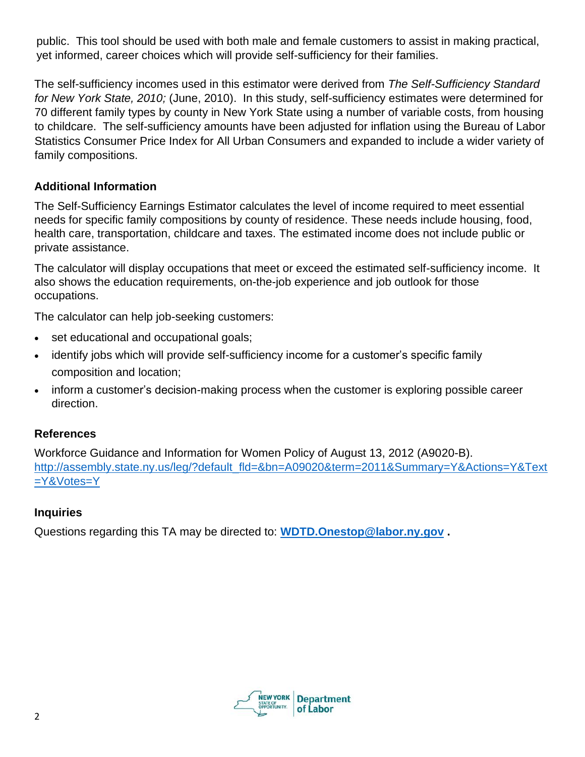public. This tool should be used with both male and female customers to assist in making practical, yet informed, career choices which will provide self-sufficiency for their families.

The self-sufficiency incomes used in this estimator were derived from *The Self-Sufficiency Standard for New York State, 2010;* (June, 2010). In this study, self-sufficiency estimates were determined for 70 different family types by county in New York State using a number of variable costs, from housing to childcare. The self-sufficiency amounts have been adjusted for inflation using the Bureau of Labor Statistics Consumer Price Index for All Urban Consumers and expanded to include a wider variety of family compositions.

## Additional Information

The Self-Sufficiency Earnings Estimator calculates the level of income required to meet essential needs for specific family compositions by county of residence. These needs include housing, food, health care, transportation, childcare and taxes. The estimated income does not include public or private assistance.

The calculator will display occupations that meet or exceed the estimated self-sufficiency income. It also shows the education requirements, on-the-job experience and job outlook for those occupations.

The calculator can help job-seeking customers:

- set educational and occupational goals;
- identify jobs which will provide self-sufficiency income for a customer's specific family composition and location;
- inform a customer's decision-making process when the customer is exploring possible career direction.

## References

Workforce Guidance and Information for Women Policy of August 13, 2012 (A9020-B).
[http://assembly.state.ny.us/leg/?default_fld=&bn=A09020&term=2011&Summary=Y&Actions=Y&Text=Y&Votes=Y](http://assembly.state.ny.us/leg/?default_fld=&bn=A09020&term=2011&Summary=Y&Actions=Y&Text=Y&Votes=Y)

## Inquiries

Questions regarding this TA may be directed to: **[WDTD.Onestop@labor.ny.gov](mailto:WDTD.Onestop@labor.ny.gov)** **.**